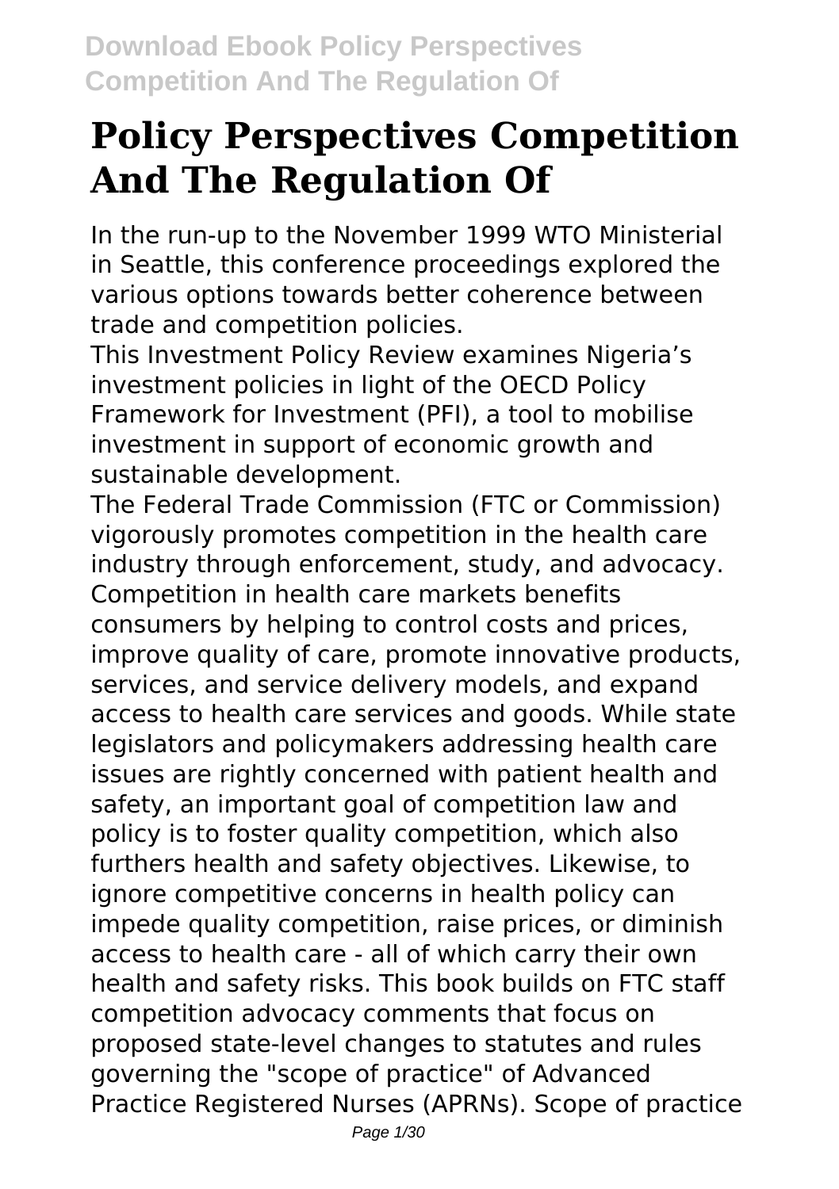# Policy Perspectives Competition And The Regulation Of

In the run-up to the November 1999 WTO Ministerial in Seattle, this conference proceedings explored the various options towards better coherence between trade and competition policies.

This Investment Policy Review examines Nigeria's investment policies in light of the OECD Policy Framework for Investment (PFI), a tool to mobilise investment in support of economic growth and sustainable development.

The Federal Trade Commission (FTC or Commission) vigorously promotes competition in the health care industry through enforcement, study, and advocacy. Competition in health care markets benefits consumers by helping to control costs and prices, improve quality of care, promote innovative products, services, and service delivery models, and expand access to health care services and goods. While state legislators and policymakers addressing health care issues are rightly concerned with patient health and safety, an important goal of competition law and policy is to foster quality competition, which also furthers health and safety objectives. Likewise, to ignore competitive concerns in health policy can impede quality competition, raise prices, or diminish access to health care - all of which carry their own health and safety risks. This book builds on FTC staff competition advocacy comments that focus on proposed state-level changes to statutes and rules governing the "scope of practice" of Advanced Practice Registered Nurses (APRNs). Scope of practice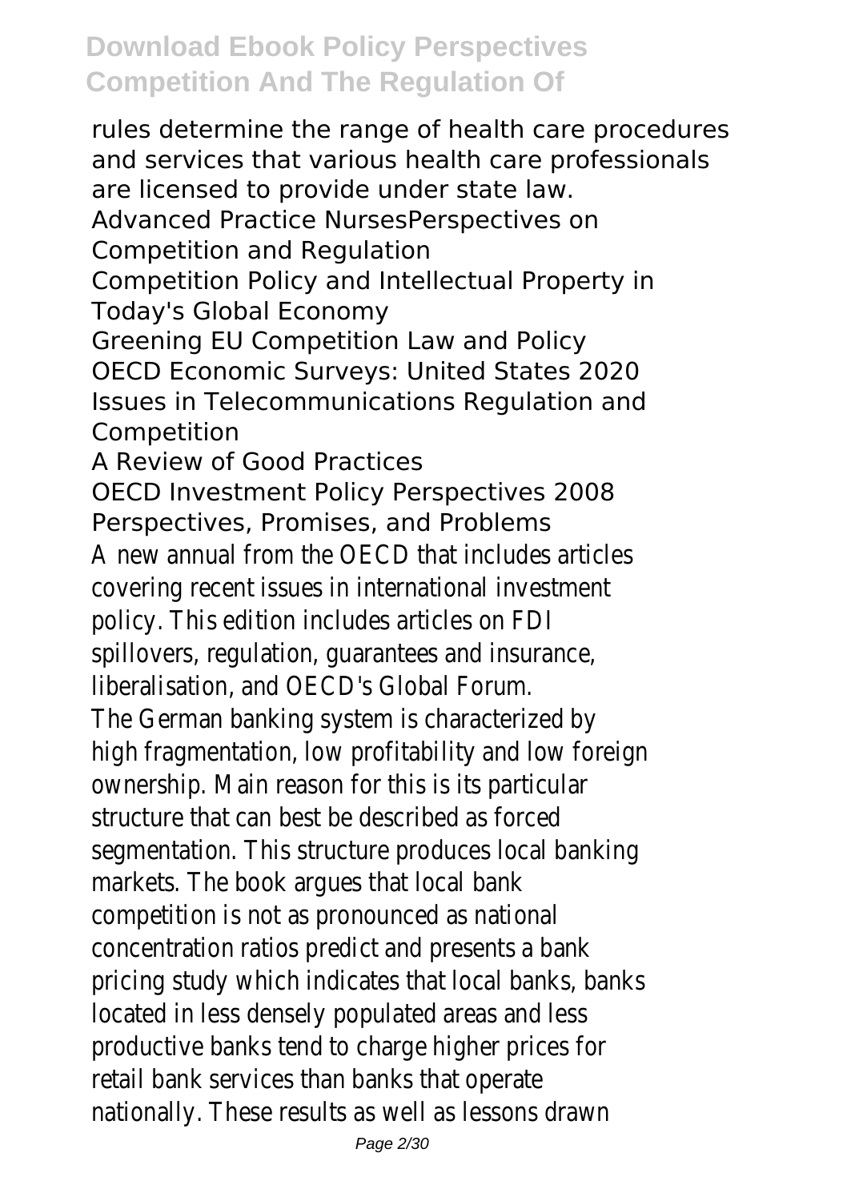rules determine the range of health care procedures and services that various health care professionals are licensed to provide under state law.

Advanced Practice NursesPerspectives on Competition and Regulation

Competition Policy and Intellectual Property in Today's Global Economy

Greening EU Competition Law and Policy

OECD Economic Surveys: United States 2020

Issues in Telecommunications Regulation and Competition

A Review of Good Practices

OECD Investment Policy Perspectives 2008

Perspectives, Promises, and Problems

A new annual from the OECD that includes articles covering recent issues in international investment policy. This edition includes articles on FDI spillovers, regulation, guarantees and insurance, liberalisation, and OECD's Global Forum.

The German banking system is characterized by high fragmentation, low profitability and low foreign ownership. Main reason for this is its particular structure that can best be described as forced segmentation. This structure produces local banking markets. The book argues that local bank competition is not as pronounced as national concentration ratios predict and presents a bank pricing study which indicates that local banks, banks located in less densely populated areas and less productive banks tend to charge higher prices for retail bank services than banks that operate nationally. These results as well as lessons drawn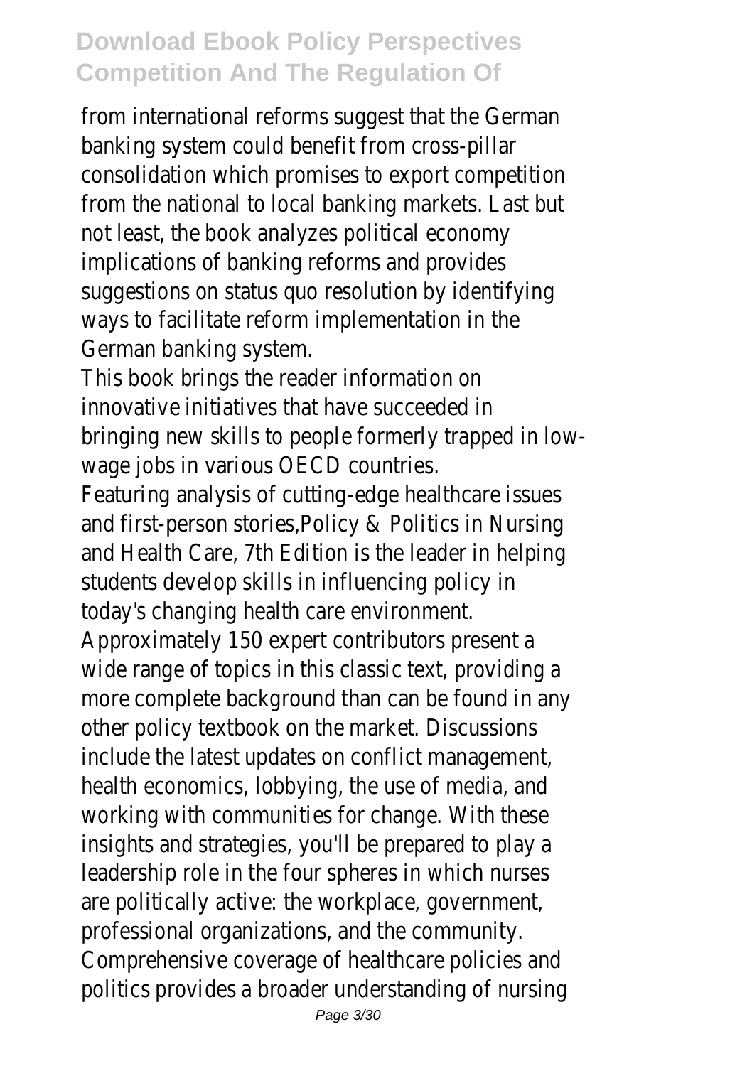from international reforms suggest that the German banking system could benefit from cross-pillar consolidation which promises to export competition from the national to local banking markets. Last but not least, the book analyzes political economy implications of banking reforms and provides suggestions on status quo resolution by identifying ways to facilitate reform implementation in the German banking system.

This book brings the reader information on innovative initiatives that have succeeded in bringing new skills to people formerly trapped in low-wage jobs in various OECD countries.

Featuring analysis of cutting-edge healthcare issues and first-person stories,Policy & Politics in Nursing and Health Care, 7th Edition is the leader in helping students develop skills in influencing policy in today's changing health care environment. Approximately 150 expert contributors present a wide range of topics in this classic text, providing a more complete background than can be found in any other policy textbook on the market. Discussions include the latest updates on conflict management, health economics, lobbying, the use of media, and working with communities for change. With these insights and strategies, you'll be prepared to play a leadership role in the four spheres in which nurses are politically active: the workplace, government, professional organizations, and the community. Comprehensive coverage of healthcare policies and politics provides a broader understanding of nursing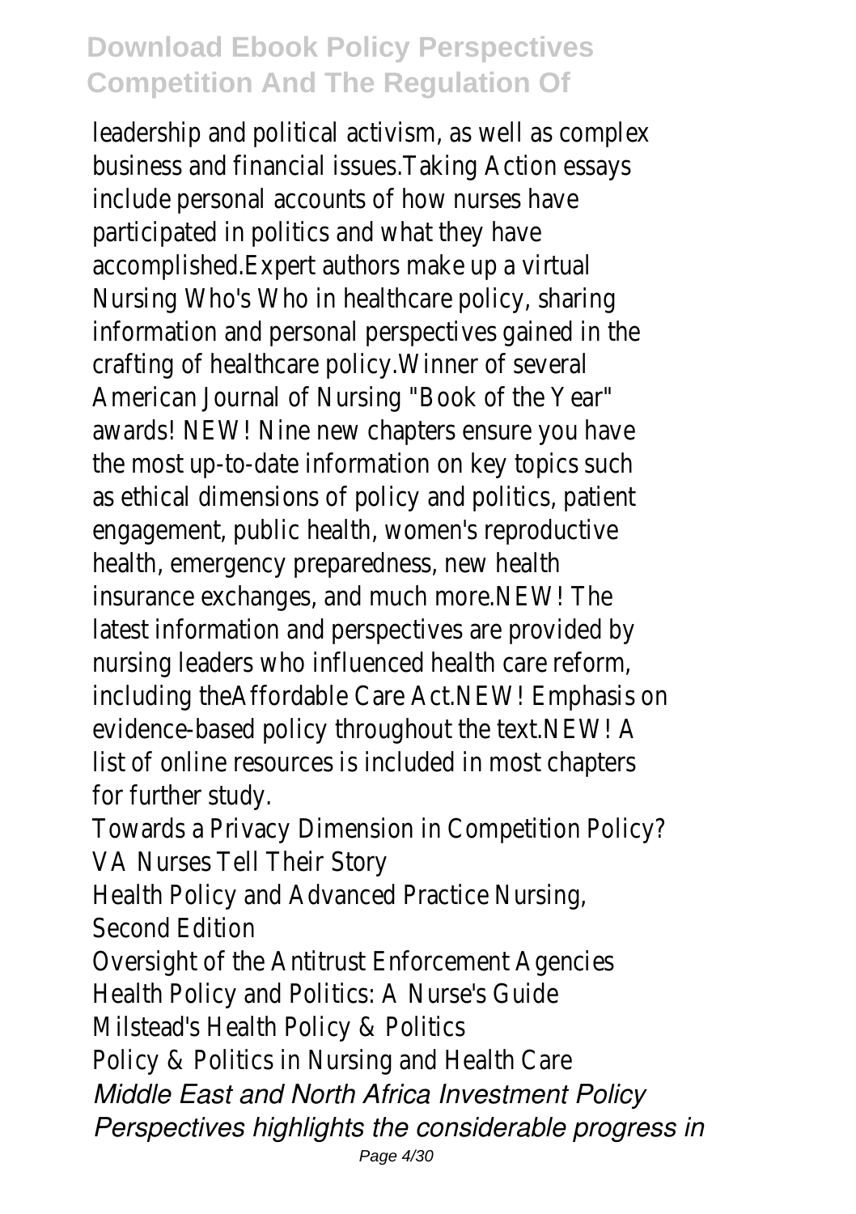leadership and political activism, as well as complex business and financial issues.Taking Action essays include personal accounts of how nurses have participated in politics and what they have accomplished.Expert authors make up a virtual Nursing Who's Who in healthcare policy, sharing information and personal perspectives gained in the crafting of healthcare policy.Winner of several American Journal of Nursing "Book of the Year" awards! NEW! Nine new chapters ensure you have the most up-to-date information on key topics such as ethical dimensions of policy and politics, patient engagement, public health, women's reproductive health, emergency preparedness, new health insurance exchanges, and much more.NEW! The latest information and perspectives are provided by nursing leaders who influenced health care reform, including theAffordable Care Act.NEW! Emphasis on evidence-based policy throughout the text.NEW! A list of online resources is included in most chapters for further study.

Towards a Privacy Dimension in Competition Policy?
VA Nurses Tell Their Story
Health Policy and Advanced Practice Nursing, Second Edition
Oversight of the Antitrust Enforcement Agencies
Health Policy and Politics: A Nurse's Guide
Milstead's Health Policy & Politics
Policy & Politics in Nursing and Health Care

*Middle East and North Africa Investment Policy Perspectives highlights the considerable progress in*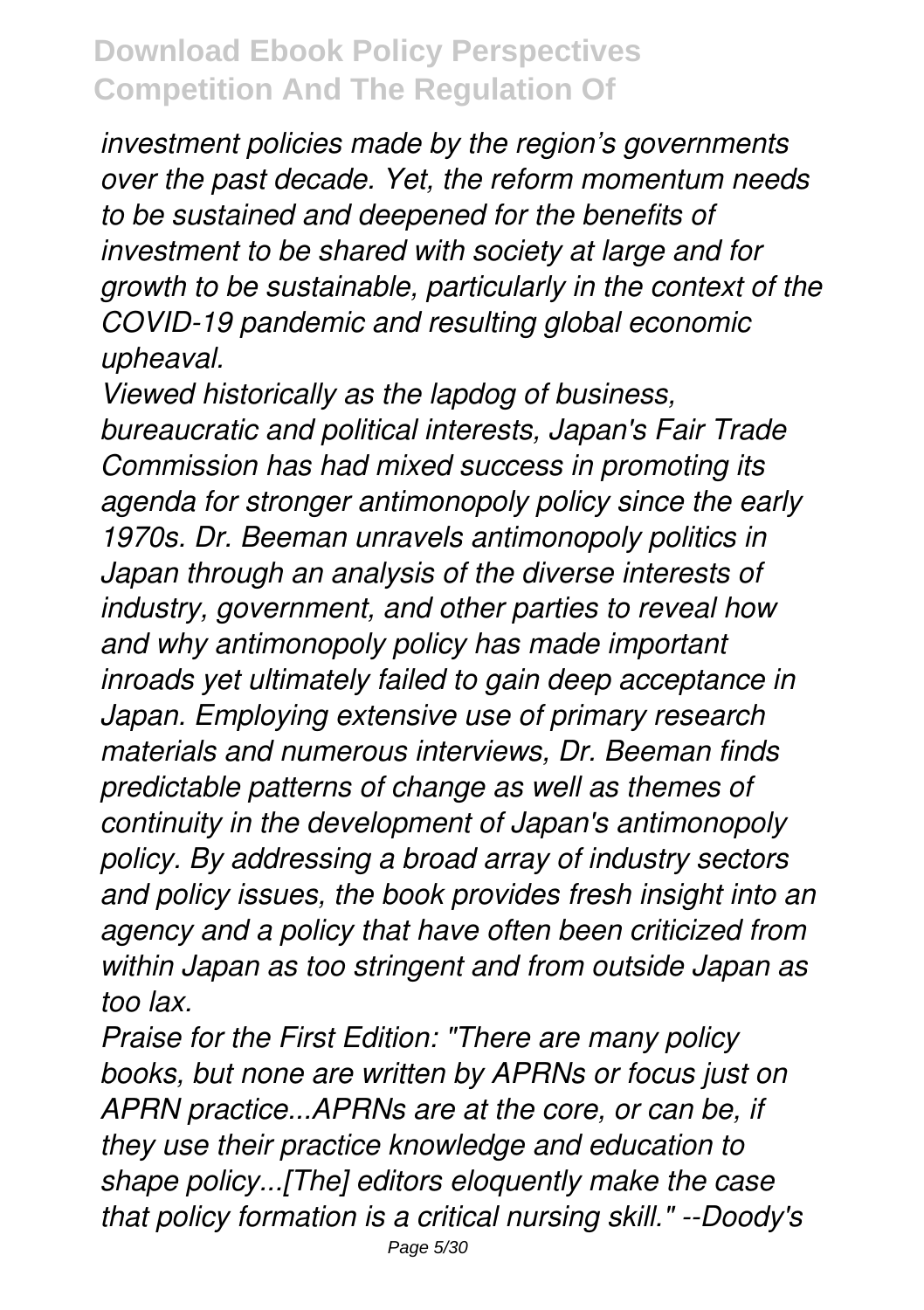*investment policies made by the region's governments over the past decade. Yet, the reform momentum needs to be sustained and deepened for the benefits of investment to be shared with society at large and for growth to be sustainable, particularly in the context of the COVID-19 pandemic and resulting global economic upheaval.*

*Viewed historically as the lapdog of business, bureaucratic and political interests, Japan's Fair Trade Commission has had mixed success in promoting its agenda for stronger antimonopoly policy since the early 1970s. Dr. Beeman unravels antimonopoly politics in Japan through an analysis of the diverse interests of industry, government, and other parties to reveal how and why antimonopoly policy has made important inroads yet ultimately failed to gain deep acceptance in Japan. Employing extensive use of primary research materials and numerous interviews, Dr. Beeman finds predictable patterns of change as well as themes of continuity in the development of Japan's antimonopoly policy. By addressing a broad array of industry sectors and policy issues, the book provides fresh insight into an agency and a policy that have often been criticized from within Japan as too stringent and from outside Japan as too lax.*

*Praise for the First Edition: "There are many policy books, but none are written by APRNs or focus just on APRN practice...APRNs are at the core, or can be, if they use their practice knowledge and education to shape policy...[The] editors eloquently make the case that policy formation is a critical nursing skill." --Doody's*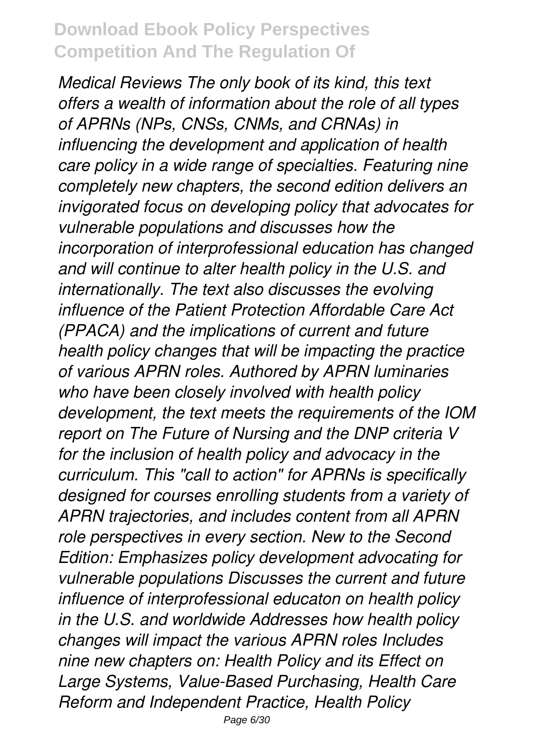*Medical Reviews The only book of its kind, this text offers a wealth of information about the role of all types of APRNs (NPs, CNSs, CNMs, and CRNAs) in influencing the development and application of health care policy in a wide range of specialties. Featuring nine completely new chapters, the second edition delivers an invigorated focus on developing policy that advocates for vulnerable populations and discusses how the incorporation of interprofessional education has changed and will continue to alter health policy in the U.S. and internationally. The text also discusses the evolving influence of the Patient Protection Affordable Care Act (PPACA) and the implications of current and future health policy changes that will be impacting the practice of various APRN roles. Authored by APRN luminaries who have been closely involved with health policy development, the text meets the requirements of the IOM report on The Future of Nursing and the DNP criteria V for the inclusion of health policy and advocacy in the curriculum. This "call to action" for APRNs is specifically designed for courses enrolling students from a variety of APRN trajectories, and includes content from all APRN role perspectives in every section. New to the Second Edition: Emphasizes policy development advocating for vulnerable populations Discusses the current and future influence of interprofessional educaton on health policy in the U.S. and worldwide Addresses how health policy changes will impact the various APRN roles Includes nine new chapters on: Health Policy and its Effect on Large Systems, Value-Based Purchasing, Health Care Reform and Independent Practice, Health Policy*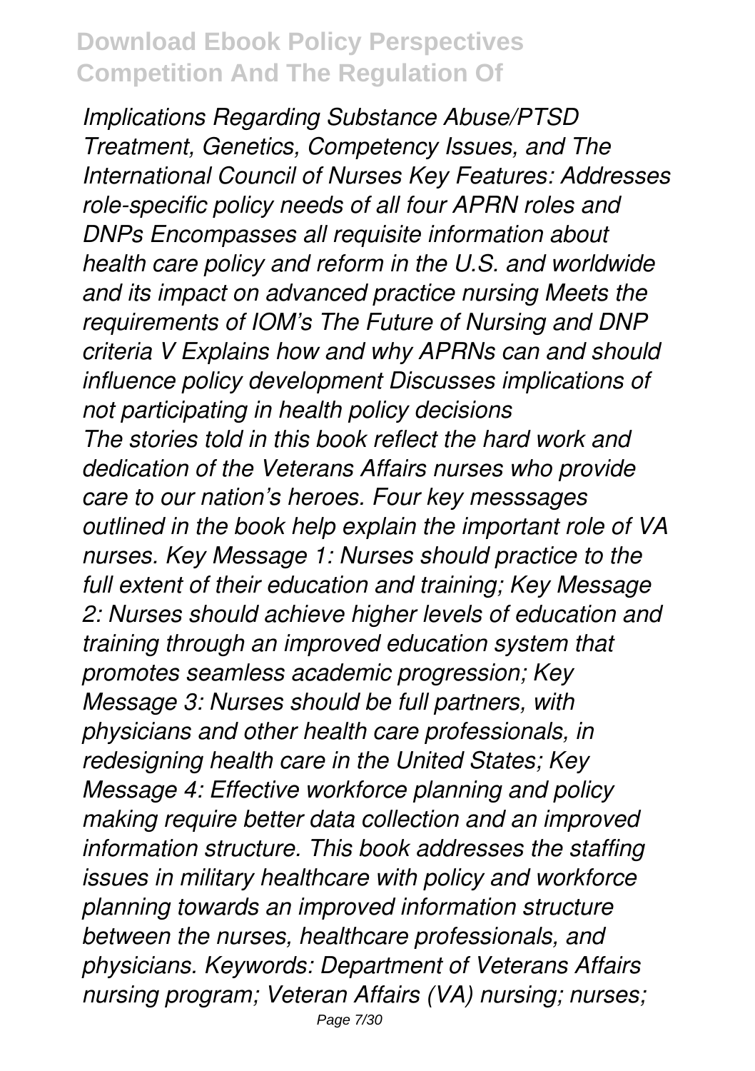*Implications Regarding Substance Abuse/PTSD Treatment, Genetics, Competency Issues, and The International Council of Nurses Key Features: Addresses role-specific policy needs of all four APRN roles and DNPs Encompasses all requisite information about health care policy and reform in the U.S. and worldwide and its impact on advanced practice nursing Meets the requirements of IOM's The Future of Nursing and DNP criteria V Explains how and why APRNs can and should influence policy development Discusses implications of not participating in health policy decisions*

*The stories told in this book reflect the hard work and dedication of the Veterans Affairs nurses who provide care to our nation's heroes. Four key messsages outlined in the book help explain the important role of VA nurses. Key Message 1: Nurses should practice to the full extent of their education and training; Key Message 2: Nurses should achieve higher levels of education and training through an improved education system that promotes seamless academic progression; Key Message 3: Nurses should be full partners, with physicians and other health care professionals, in redesigning health care in the United States; Key Message 4: Effective workforce planning and policy making require better data collection and an improved information structure. This book addresses the staffing issues in military healthcare with policy and workforce planning towards an improved information structure between the nurses, healthcare professionals, and physicians. Keywords: Department of Veterans Affairs nursing program; Veteran Affairs (VA) nursing; nurses;*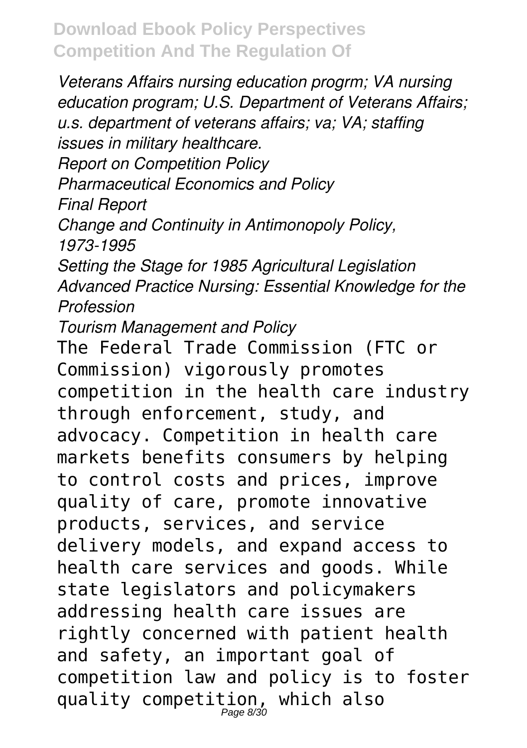*Veterans Affairs nursing education progrm; VA nursing education program; U.S. Department of Veterans Affairs; u.s. department of veterans affairs; va; VA; staffing issues in military healthcare.*

*Report on Competition Policy*

*Pharmaceutical Economics and Policy*

*Final Report*

*Change and Continuity in Antimonopoly Policy, 1973-1995*

*Setting the Stage for 1985 Agricultural Legislation*

*Advanced Practice Nursing: Essential Knowledge for the Profession*

*Tourism Management and Policy*

The Federal Trade Commission (FTC or Commission) vigorously promotes competition in the health care industry through enforcement, study, and advocacy. Competition in health care markets benefits consumers by helping to control costs and prices, improve quality of care, promote innovative products, services, and service delivery models, and expand access to health care services and goods. While state legislators and policymakers addressing health care issues are rightly concerned with patient health and safety, an important goal of competition law and policy is to foster quality competition, which also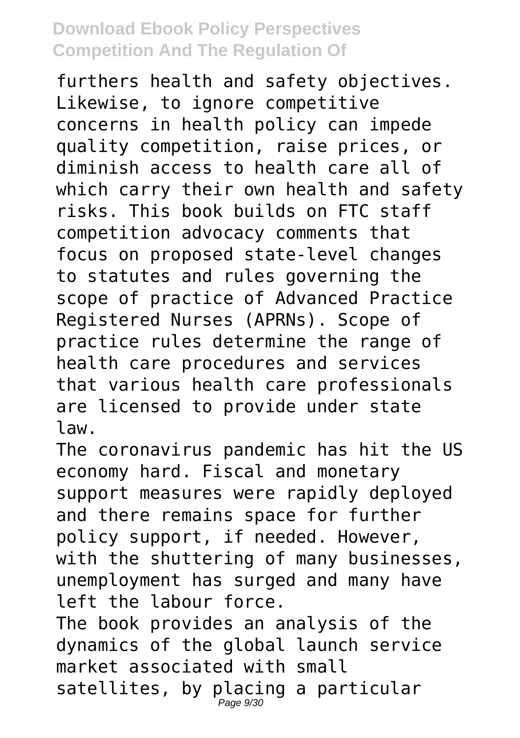furthers health and safety objectives. Likewise, to ignore competitive concerns in health policy can impede quality competition, raise prices, or diminish access to health care all of which carry their own health and safety risks. This book builds on FTC staff competition advocacy comments that focus on proposed state-level changes to statutes and rules governing the scope of practice of Advanced Practice Registered Nurses (APRNs). Scope of practice rules determine the range of health care procedures and services that various health care professionals are licensed to provide under state law.

The coronavirus pandemic has hit the US economy hard. Fiscal and monetary support measures were rapidly deployed and there remains space for further policy support, if needed. However, with the shuttering of many businesses, unemployment has surged and many have left the labour force.

The book provides an analysis of the dynamics of the global launch service market associated with small satellites, by placing a particular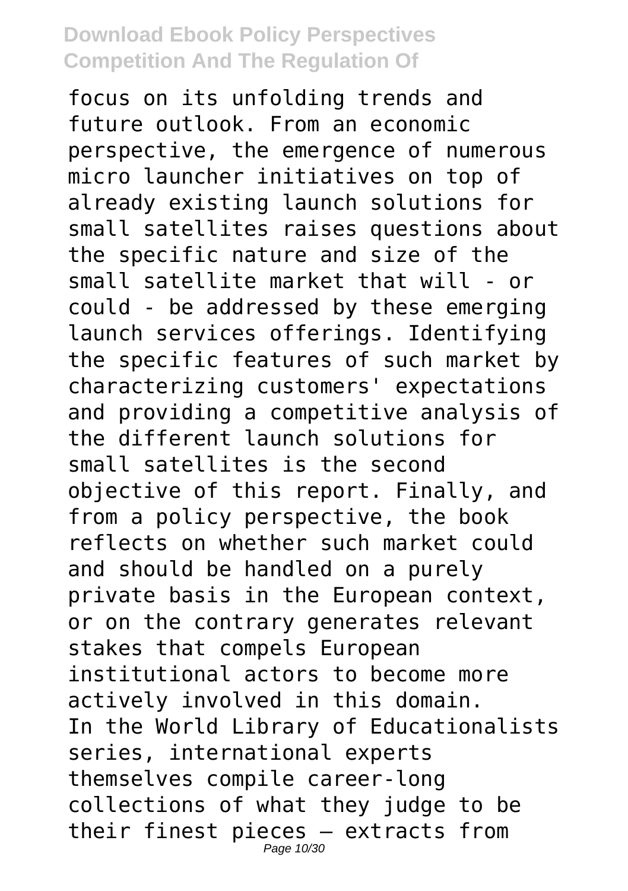focus on its unfolding trends and future outlook. From an economic perspective, the emergence of numerous micro launcher initiatives on top of already existing launch solutions for small satellites raises questions about the specific nature and size of the small satellite market that will - or could - be addressed by these emerging launch services offerings. Identifying the specific features of such market by characterizing customers' expectations and providing a competitive analysis of the different launch solutions for small satellites is the second objective of this report. Finally, and from a policy perspective, the book reflects on whether such market could and should be handled on a purely private basis in the European context, or on the contrary generates relevant stakes that compels European institutional actors to become more actively involved in this domain.

In the World Library of Educationalists series, international experts themselves compile career-long collections of what they judge to be their finest pieces – extracts from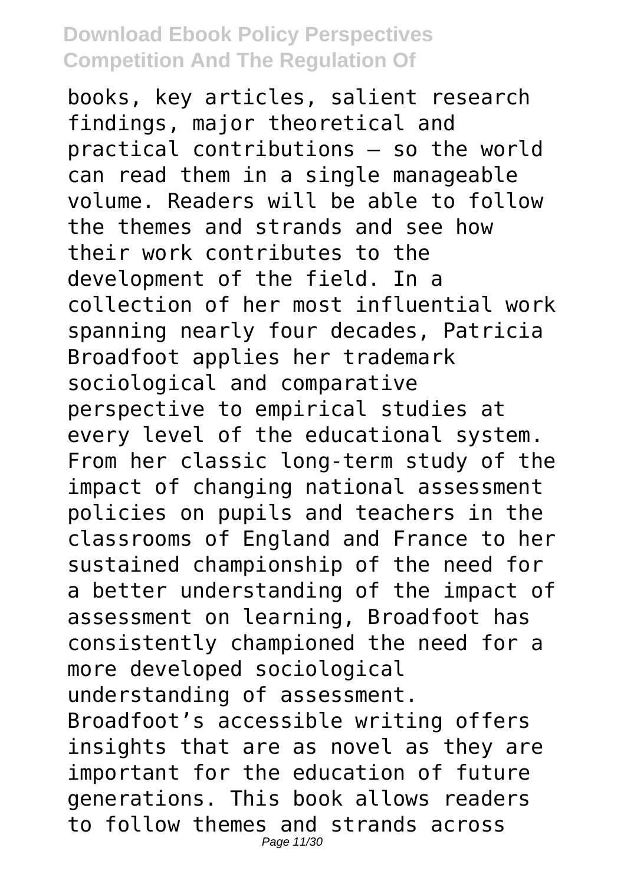books, key articles, salient research findings, major theoretical and practical contributions – so the world can read them in a single manageable volume. Readers will be able to follow the themes and strands and see how their work contributes to the development of the field. In a collection of her most influential work spanning nearly four decades, Patricia Broadfoot applies her trademark sociological and comparative perspective to empirical studies at every level of the educational system. From her classic long-term study of the impact of changing national assessment policies on pupils and teachers in the classrooms of England and France to her sustained championship of the need for a better understanding of the impact of assessment on learning, Broadfoot has consistently championed the need for a more developed sociological understanding of assessment. Broadfoot's accessible writing offers insights that are as novel as they are important for the education of future generations. This book allows readers to follow themes and strands across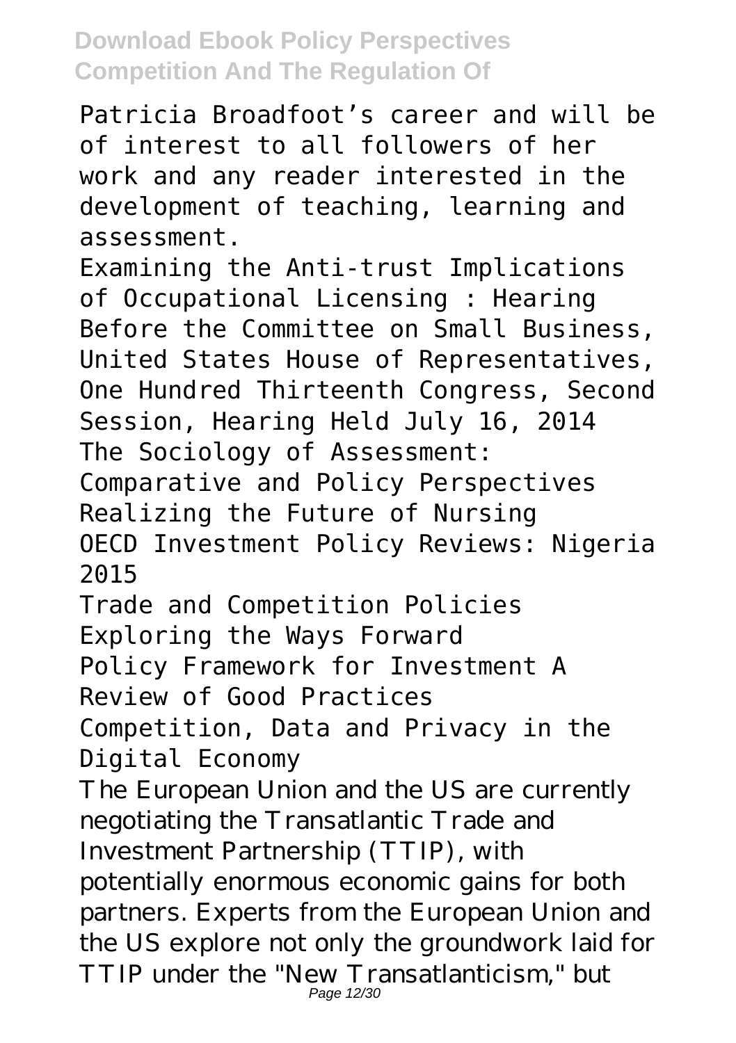Patricia Broadfoot's career and will be of interest to all followers of her work and any reader interested in the development of teaching, learning and assessment.

Examining the Anti-trust Implications of Occupational Licensing : Hearing Before the Committee on Small Business, United States House of Representatives, One Hundred Thirteenth Congress, Second Session, Hearing Held July 16, 2014

The Sociology of Assessment: Comparative and Policy Perspectives

Realizing the Future of Nursing

OECD Investment Policy Reviews: Nigeria 2015

Trade and Competition Policies

Exploring the Ways Forward

Policy Framework for Investment A Review of Good Practices

Competition, Data and Privacy in the Digital Economy

The European Union and the US are currently negotiating the Transatlantic Trade and Investment Partnership (TTIP), with potentially enormous economic gains for both partners. Experts from the European Union and the US explore not only the groundwork laid for TTIP under the "New Transatlanticism," but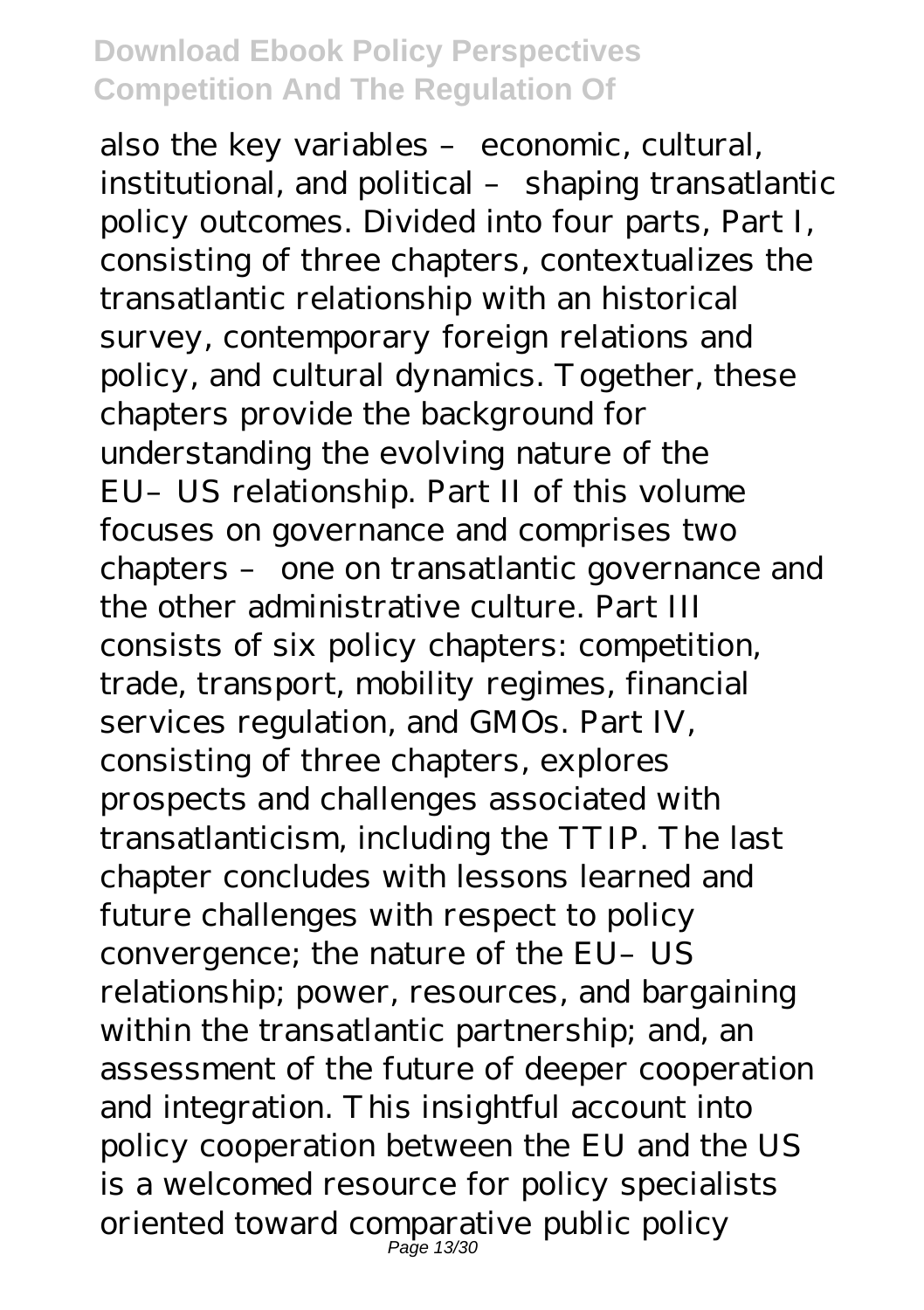also the key variables – economic, cultural, institutional, and political – shaping transatlantic policy outcomes. Divided into four parts, Part I, consisting of three chapters, contextualizes the transatlantic relationship with an historical survey, contemporary foreign relations and policy, and cultural dynamics. Together, these chapters provide the background for understanding the evolving nature of the EU–US relationship. Part II of this volume focuses on governance and comprises two chapters – one on transatlantic governance and the other administrative culture. Part III consists of six policy chapters: competition, trade, transport, mobility regimes, financial services regulation, and GMOs. Part IV, consisting of three chapters, explores prospects and challenges associated with transatlanticism, including the TTIP. The last chapter concludes with lessons learned and future challenges with respect to policy convergence; the nature of the EU–US relationship; power, resources, and bargaining within the transatlantic partnership; and, an assessment of the future of deeper cooperation and integration. This insightful account into policy cooperation between the EU and the US is a welcomed resource for policy specialists oriented toward comparative public policy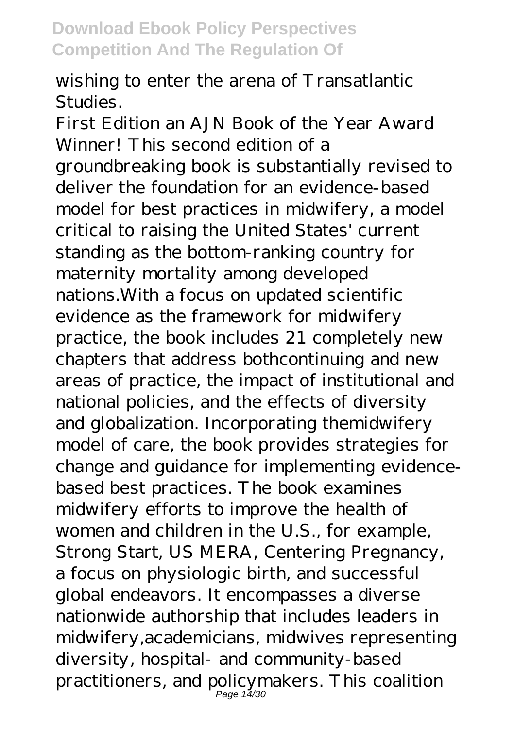wishing to enter the arena of Transatlantic Studies.

First Edition an AJN Book of the Year Award Winner! This second edition of a groundbreaking book is substantially revised to deliver the foundation for an evidence-based model for best practices in midwifery, a model critical to raising the United States' current standing as the bottom-ranking country for maternity mortality among developed nations.With a focus on updated scientific evidence as the framework for midwifery practice, the book includes 21 completely new chapters that address bothcontinuing and new areas of practice, the impact of institutional and national policies, and the effects of diversity and globalization. Incorporating themidwifery model of care, the book provides strategies for change and guidance for implementing evidence-based best practices. The book examines midwifery efforts to improve the health of women and children in the U.S., for example, Strong Start, US MERA, Centering Pregnancy, a focus on physiologic birth, and successful global endeavors. It encompasses a diverse nationwide authorship that includes leaders in midwifery,academicians, midwives representing diversity, hospital- and community-based practitioners, and policymakers. This coalition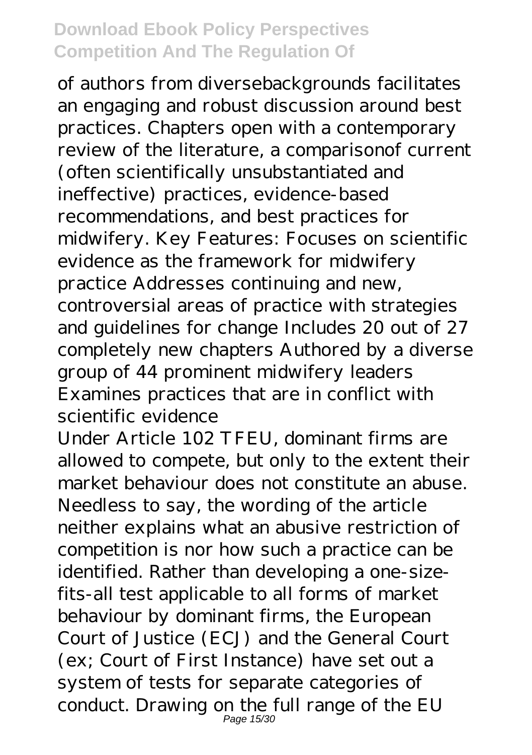of authors from diversebackgrounds facilitates an engaging and robust discussion around best practices. Chapters open with a contemporary review of the literature, a comparisonof current (often scientifically unsubstantiated and ineffective) practices, evidence-based recommendations, and best practices for midwifery. Key Features: Focuses on scientific evidence as the framework for midwifery practice Addresses continuing and new, controversial areas of practice with strategies and guidelines for change Includes 20 out of 27 completely new chapters Authored by a diverse group of 44 prominent midwifery leaders Examines practices that are in conflict with scientific evidence

Under Article 102 TFEU, dominant firms are allowed to compete, but only to the extent their market behaviour does not constitute an abuse. Needless to say, the wording of the article neither explains what an abusive restriction of competition is nor how such a practice can be identified. Rather than developing a one-size-fits-all test applicable to all forms of market behaviour by dominant firms, the European Court of Justice (ECJ) and the General Court (ex; Court of First Instance) have set out a system of tests for separate categories of conduct. Drawing on the full range of the EU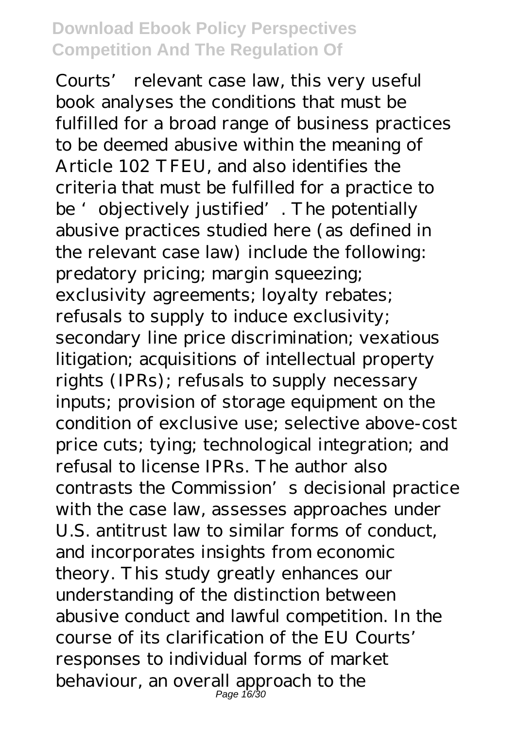Courts' relevant case law, this very useful book analyses the conditions that must be fulfilled for a broad range of business practices to be deemed abusive within the meaning of Article 102 TFEU, and also identifies the criteria that must be fulfilled for a practice to be 'objectively justified'. The potentially abusive practices studied here (as defined in the relevant case law) include the following: predatory pricing; margin squeezing; exclusivity agreements; loyalty rebates; refusals to supply to induce exclusivity; secondary line price discrimination; vexatious litigation; acquisitions of intellectual property rights (IPRs); refusals to supply necessary inputs; provision of storage equipment on the condition of exclusive use; selective above-cost price cuts; tying; technological integration; and refusal to license IPRs. The author also contrasts the Commission's decisional practice with the case law, assesses approaches under U.S. antitrust law to similar forms of conduct, and incorporates insights from economic theory. This study greatly enhances our understanding of the distinction between abusive conduct and lawful competition. In the course of its clarification of the EU Courts' responses to individual forms of market behaviour, an overall approach to the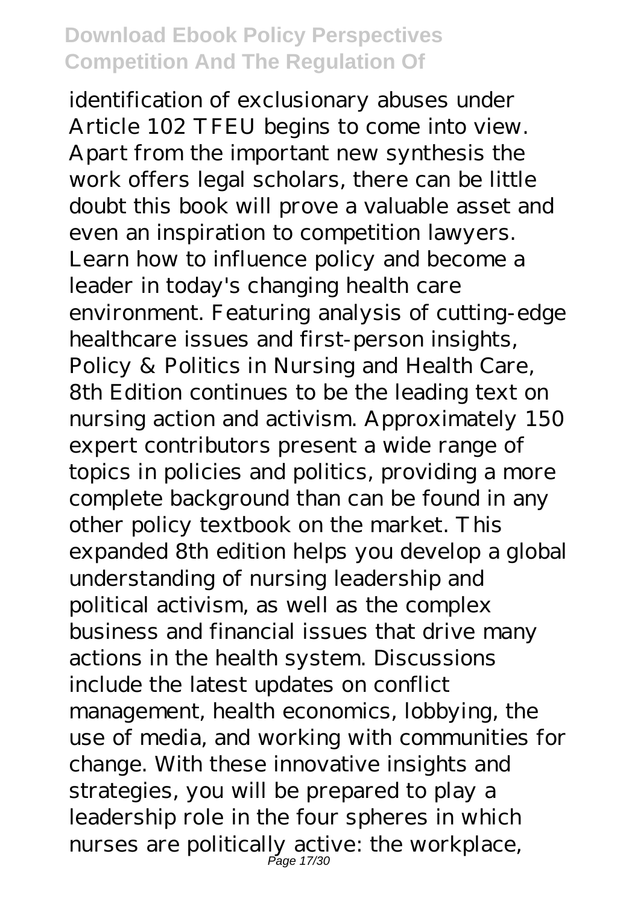identification of exclusionary abuses under Article 102 TFEU begins to come into view. Apart from the important new synthesis the work offers legal scholars, there can be little doubt this book will prove a valuable asset and even an inspiration to competition lawyers.
Learn how to influence policy and become a leader in today's changing health care environment. Featuring analysis of cutting-edge healthcare issues and first-person insights, Policy & Politics in Nursing and Health Care, 8th Edition continues to be the leading text on nursing action and activism. Approximately 150 expert contributors present a wide range of topics in policies and politics, providing a more complete background than can be found in any other policy textbook on the market. This expanded 8th edition helps you develop a global understanding of nursing leadership and political activism, as well as the complex business and financial issues that drive many actions in the health system. Discussions include the latest updates on conflict management, health economics, lobbying, the use of media, and working with communities for change. With these innovative insights and strategies, you will be prepared to play a leadership role in the four spheres in which nurses are politically active: the workplace,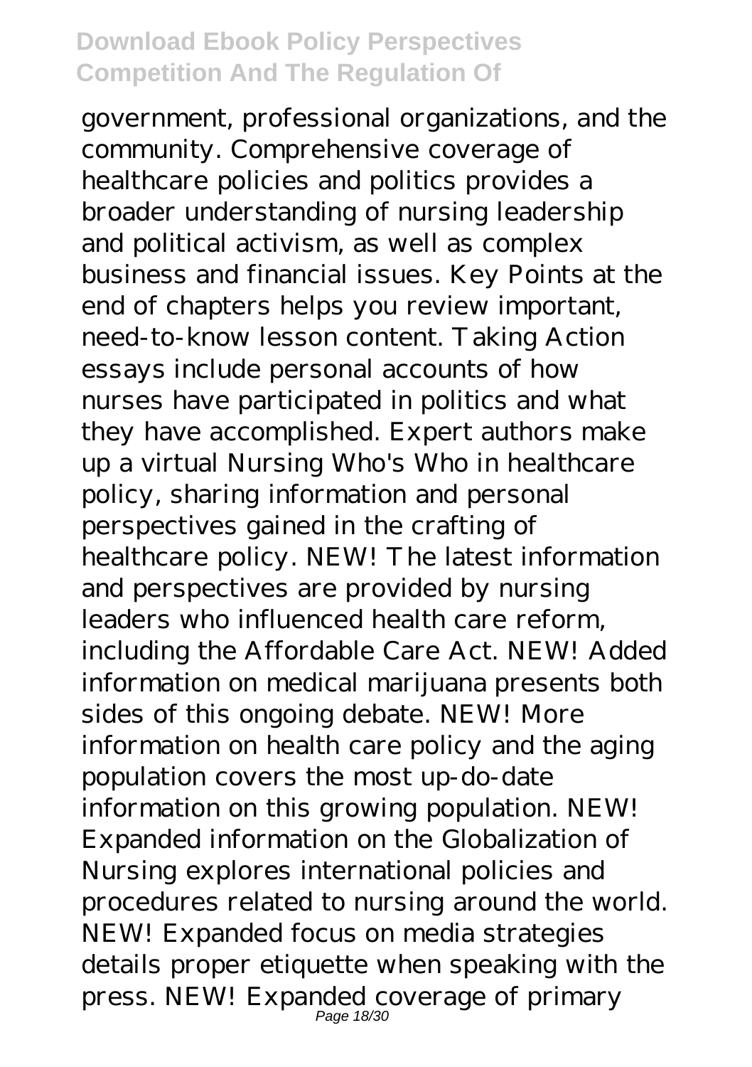government, professional organizations, and the community. Comprehensive coverage of healthcare policies and politics provides a broader understanding of nursing leadership and political activism, as well as complex business and financial issues. Key Points at the end of chapters helps you review important, need-to-know lesson content. Taking Action essays include personal accounts of how nurses have participated in politics and what they have accomplished. Expert authors make up a virtual Nursing Who's Who in healthcare policy, sharing information and personal perspectives gained in the crafting of healthcare policy. NEW! The latest information and perspectives are provided by nursing leaders who influenced health care reform, including the Affordable Care Act. NEW! Added information on medical marijuana presents both sides of this ongoing debate. NEW! More information on health care policy and the aging population covers the most up-do-date information on this growing population. NEW! Expanded information on the Globalization of Nursing explores international policies and procedures related to nursing around the world. NEW! Expanded focus on media strategies details proper etiquette when speaking with the press. NEW! Expanded coverage of primary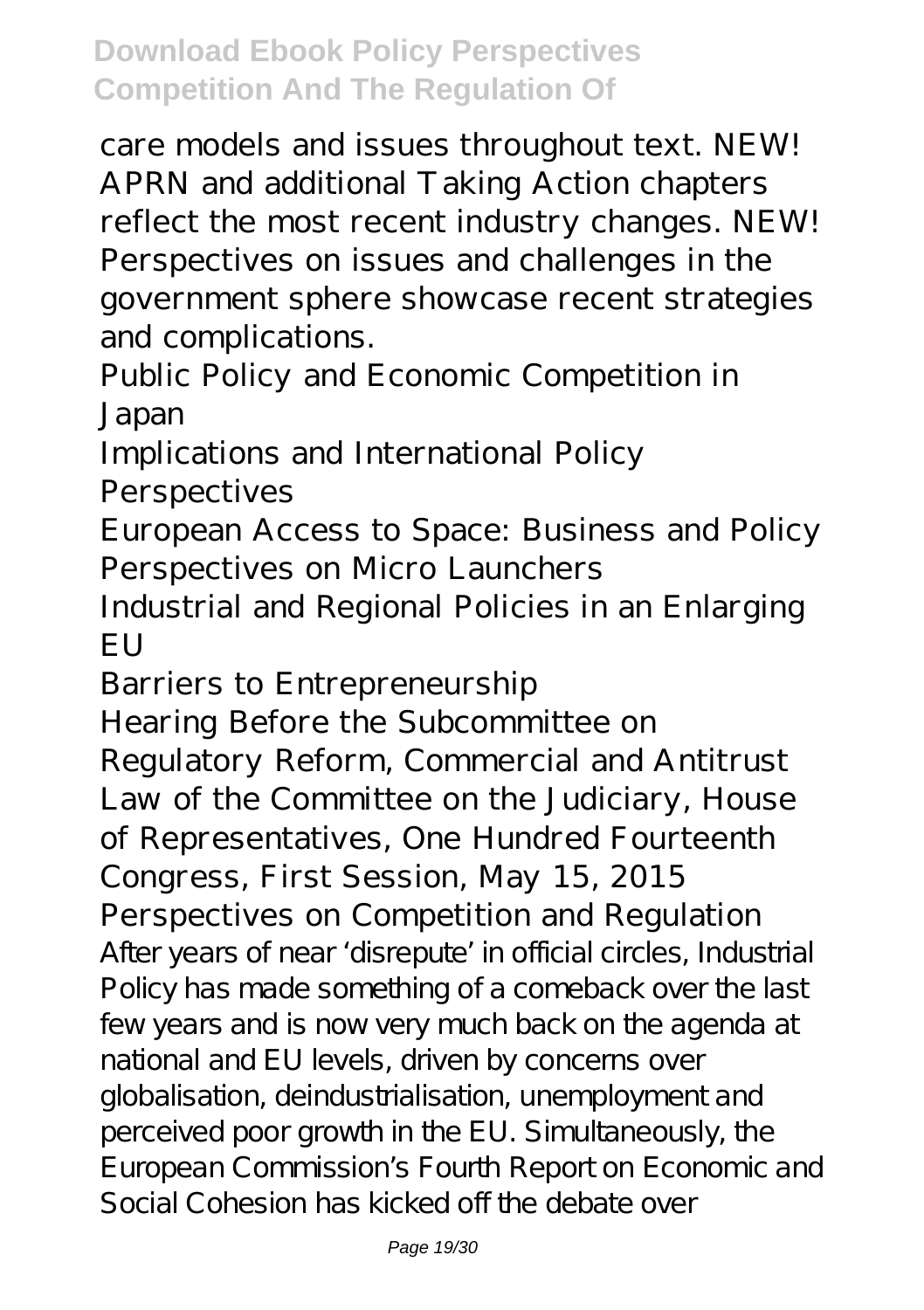care models and issues throughout text. NEW! APRN and additional Taking Action chapters reflect the most recent industry changes. NEW! Perspectives on issues and challenges in the government sphere showcase recent strategies and complications.

Public Policy and Economic Competition in Japan

Implications and International Policy Perspectives

European Access to Space: Business and Policy Perspectives on Micro Launchers

Industrial and Regional Policies in an Enlarging EU

Barriers to Entrepreneurship

Hearing Before the Subcommittee on Regulatory Reform, Commercial and Antitrust Law of the Committee on the Judiciary, House of Representatives, One Hundred Fourteenth Congress, First Session, May 15, 2015

Perspectives on Competition and Regulation

After years of near 'disrepute' in official circles, Industrial Policy has made something of a comeback over the last few years and is now very much back on the agenda at national and EU levels, driven by concerns over globalisation, deindustrialisation, unemployment and perceived poor growth in the EU. Simultaneously, the European Commission's Fourth Report on Economic and Social Cohesion has kicked off the debate over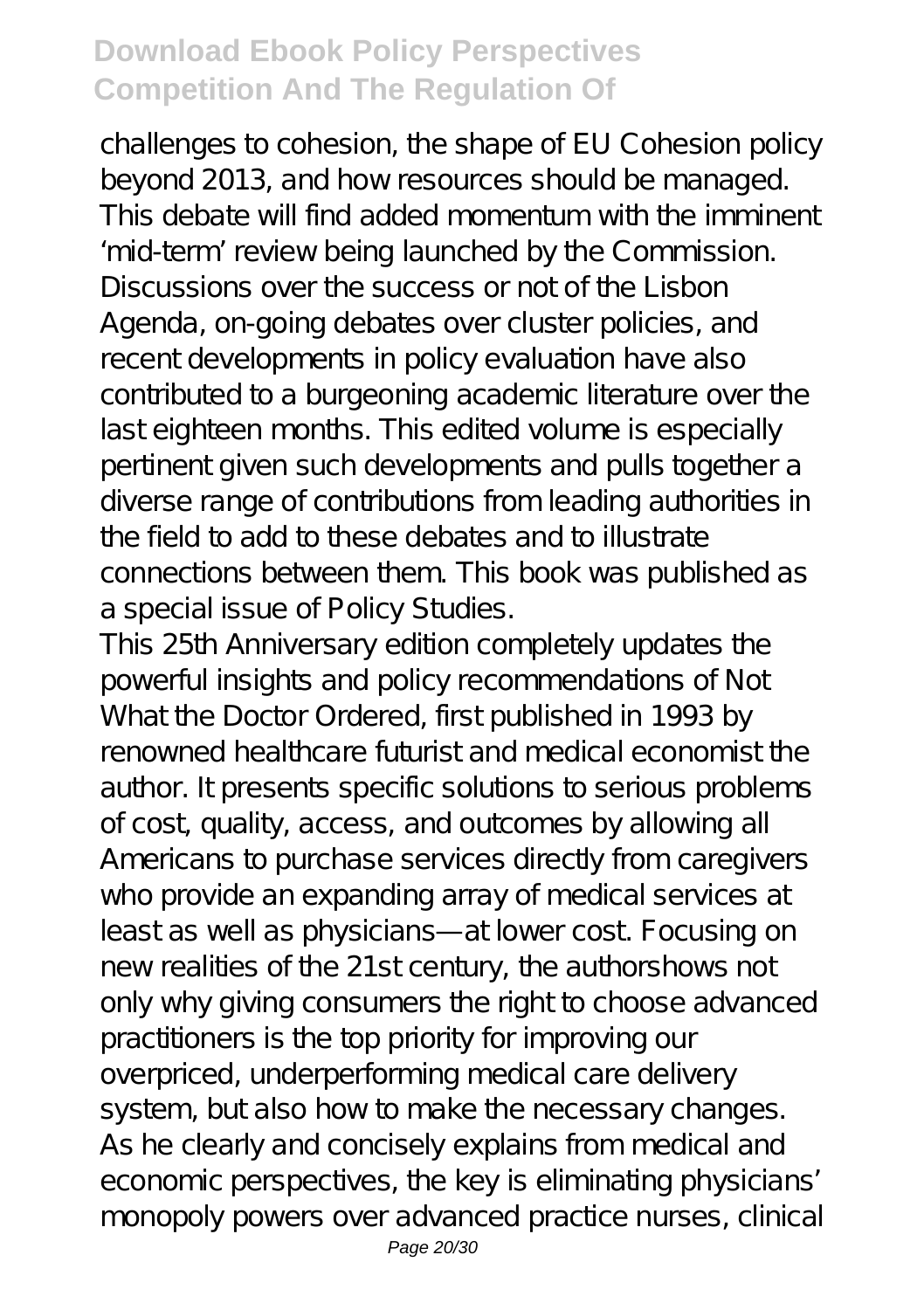challenges to cohesion, the shape of EU Cohesion policy beyond 2013, and how resources should be managed. This debate will find added momentum with the imminent 'mid-term' review being launched by the Commission. Discussions over the success or not of the Lisbon Agenda, on-going debates over cluster policies, and recent developments in policy evaluation have also contributed to a burgeoning academic literature over the last eighteen months. This edited volume is especially pertinent given such developments and pulls together a diverse range of contributions from leading authorities in the field to add to these debates and to illustrate connections between them. This book was published as a special issue of Policy Studies.

This 25th Anniversary edition completely updates the powerful insights and policy recommendations of Not What the Doctor Ordered, first published in 1993 by renowned healthcare futurist and medical economist the author. It presents specific solutions to serious problems of cost, quality, access, and outcomes by allowing all Americans to purchase services directly from caregivers who provide an expanding array of medical services at least as well as physicians—at lower cost. Focusing on new realities of the 21st century, the authorshows not only why giving consumers the right to choose advanced practitioners is the top priority for improving our overpriced, underperforming medical care delivery system, but also how to make the necessary changes. As he clearly and concisely explains from medical and economic perspectives, the key is eliminating physicians' monopoly powers over advanced practice nurses, clinical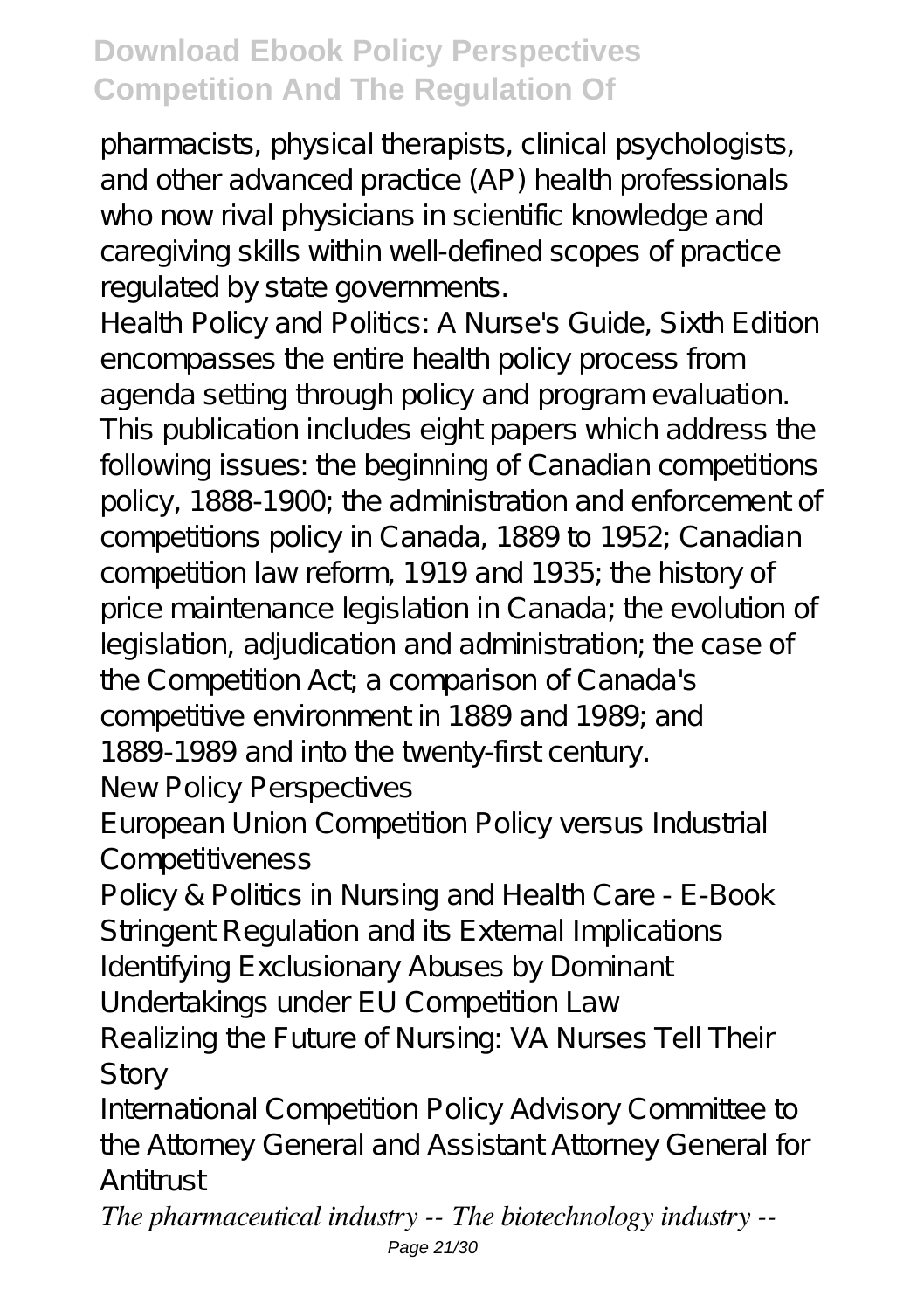pharmacists, physical therapists, clinical psychologists, and other advanced practice (AP) health professionals who now rival physicians in scientific knowledge and caregiving skills within well-defined scopes of practice regulated by state governments.

Health Policy and Politics: A Nurse's Guide, Sixth Edition encompasses the entire health policy process from agenda setting through policy and program evaluation.

This publication includes eight papers which address the following issues: the beginning of Canadian competitions policy, 1888-1900; the administration and enforcement of competitions policy in Canada, 1889 to 1952; Canadian competition law reform, 1919 and 1935; the history of price maintenance legislation in Canada; the evolution of legislation, adjudication and administration; the case of the Competition Act; a comparison of Canada's competitive environment in 1889 and 1989; and 1889-1989 and into the twenty-first century.

New Policy Perspectives

European Union Competition Policy versus Industrial Competitiveness

Policy & Politics in Nursing and Health Care - E-Book

Stringent Regulation and its External Implications

Identifying Exclusionary Abuses by Dominant Undertakings under EU Competition Law

Realizing the Future of Nursing: VA Nurses Tell Their Story

International Competition Policy Advisory Committee to the Attorney General and Assistant Attorney General for Antitrust

*The pharmaceutical industry -- The biotechnology industry --*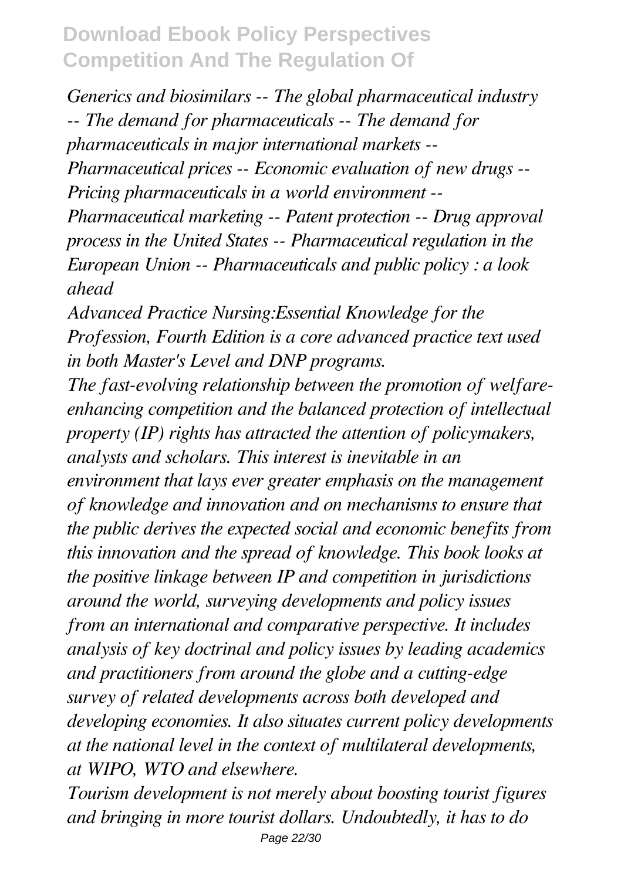*Generics and biosimilars -- The global pharmaceutical industry -- The demand for pharmaceuticals -- The demand for pharmaceuticals in major international markets -- Pharmaceutical prices -- Economic evaluation of new drugs -- Pricing pharmaceuticals in a world environment -- Pharmaceutical marketing -- Patent protection -- Drug approval process in the United States -- Pharmaceutical regulation in the European Union -- Pharmaceuticals and public policy : a look ahead*

*Advanced Practice Nursing:Essential Knowledge for the Profession, Fourth Edition is a core advanced practice text used in both Master's Level and DNP programs.*

*The fast-evolving relationship between the promotion of welfare-enhancing competition and the balanced protection of intellectual property (IP) rights has attracted the attention of policymakers, analysts and scholars. This interest is inevitable in an environment that lays ever greater emphasis on the management of knowledge and innovation and on mechanisms to ensure that the public derives the expected social and economic benefits from this innovation and the spread of knowledge. This book looks at the positive linkage between IP and competition in jurisdictions around the world, surveying developments and policy issues from an international and comparative perspective. It includes analysis of key doctrinal and policy issues by leading academics and practitioners from around the globe and a cutting-edge survey of related developments across both developed and developing economies. It also situates current policy developments at the national level in the context of multilateral developments, at WIPO, WTO and elsewhere.*

*Tourism development is not merely about boosting tourist figures and bringing in more tourist dollars. Undoubtedly, it has to do*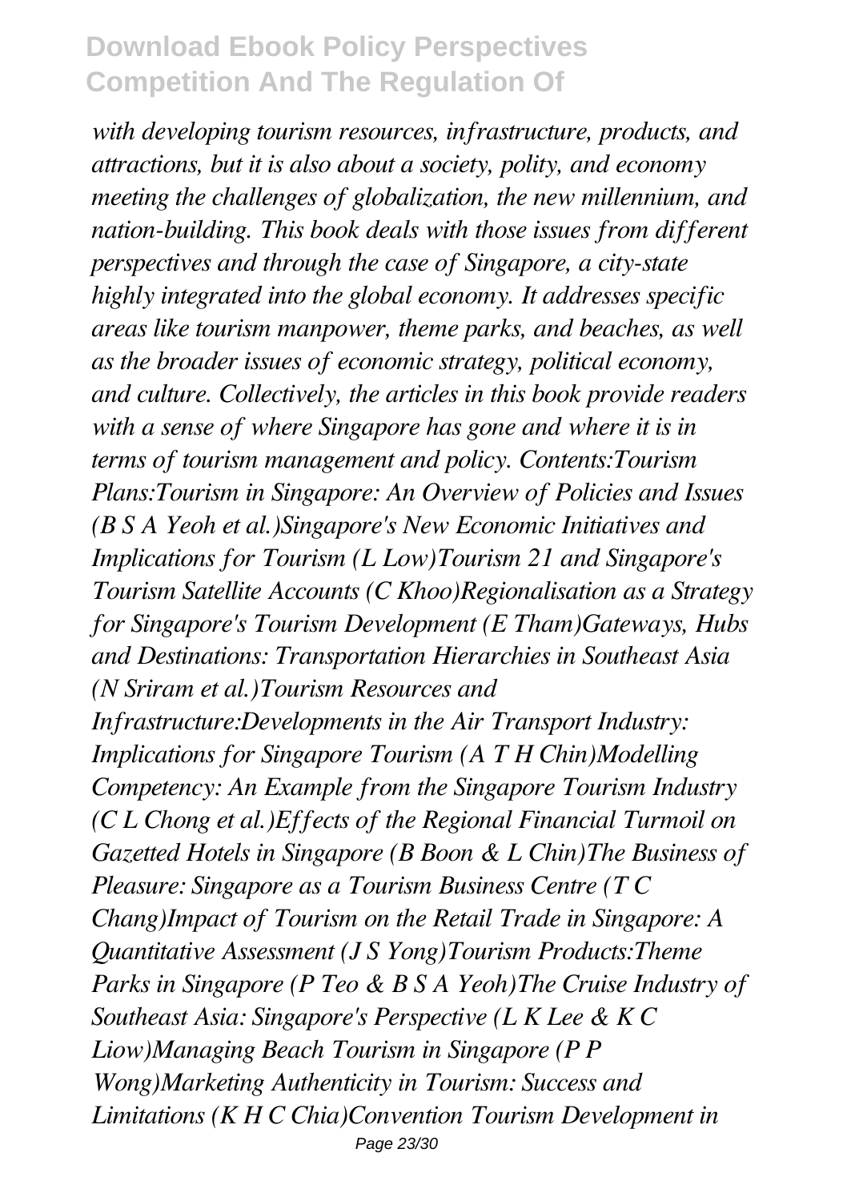*with developing tourism resources, infrastructure, products, and attractions, but it is also about a society, polity, and economy meeting the challenges of globalization, the new millennium, and nation-building. This book deals with those issues from different perspectives and through the case of Singapore, a city-state highly integrated into the global economy. It addresses specific areas like tourism manpower, theme parks, and beaches, as well as the broader issues of economic strategy, political economy, and culture. Collectively, the articles in this book provide readers with a sense of where Singapore has gone and where it is in terms of tourism management and policy. Contents:Tourism Plans:Tourism in Singapore: An Overview of Policies and Issues (B S A Yeoh et al.)Singapore's New Economic Initiatives and Implications for Tourism (L Low)Tourism 21 and Singapore's Tourism Satellite Accounts (C Khoo)Regionalisation as a Strategy for Singapore's Tourism Development (E Tham)Gateways, Hubs and Destinations: Transportation Hierarchies in Southeast Asia (N Sriram et al.)Tourism Resources and Infrastructure:Developments in the Air Transport Industry: Implications for Singapore Tourism (A T H Chin)Modelling Competency: An Example from the Singapore Tourism Industry (C L Chong et al.)Effects of the Regional Financial Turmoil on Gazetted Hotels in Singapore (B Boon & L Chin)The Business of Pleasure: Singapore as a Tourism Business Centre (T C Chang)Impact of Tourism on the Retail Trade in Singapore: A Quantitative Assessment (J S Yong)Tourism Products:Theme Parks in Singapore (P Teo & B S A Yeoh)The Cruise Industry of Southeast Asia: Singapore's Perspective (L K Lee & K C Liow)Managing Beach Tourism in Singapore (P P Wong)Marketing Authenticity in Tourism: Success and Limitations (K H C Chia)Convention Tourism Development in*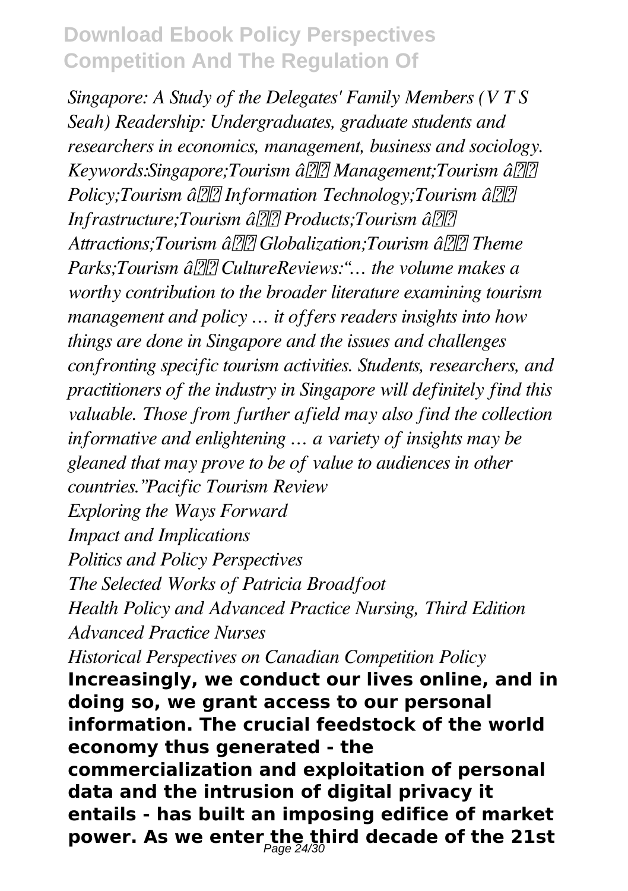*Singapore: A Study of the Delegates' Family Members (V T S Seah) Readership: Undergraduates, graduate students and researchers in economics, management, business and sociology. Keywords:Singapore;Tourism â Management;Tourism â Policy;Tourism â Information Technology;Tourism â Infrastructure;Tourism â Products;Tourism â Attractions;Tourism â Globalization;Tourism â Theme Parks;Tourism â CultureReviews:"… the volume makes a worthy contribution to the broader literature examining tourism management and policy … it offers readers insights into how things are done in Singapore and the issues and challenges confronting specific tourism activities. Students, researchers, and practitioners of the industry in Singapore will definitely find this valuable. Those from further afield may also find the collection informative and enlightening … a variety of insights may be gleaned that may prove to be of value to audiences in other countries."Pacific Tourism Review*

*Exploring the Ways Forward*

*Impact and Implications*

*Politics and Policy Perspectives*

*The Selected Works of Patricia Broadfoot*

*Health Policy and Advanced Practice Nursing, Third Edition*

*Advanced Practice Nurses*

*Historical Perspectives on Canadian Competition Policy*

**Increasingly, we conduct our lives online, and in doing so, we grant access to our personal information. The crucial feedstock of the world economy thus generated - the commercialization and exploitation of personal data and the intrusion of digital privacy it entails - has built an imposing edifice of market power. As we enter the third decade of the 21st**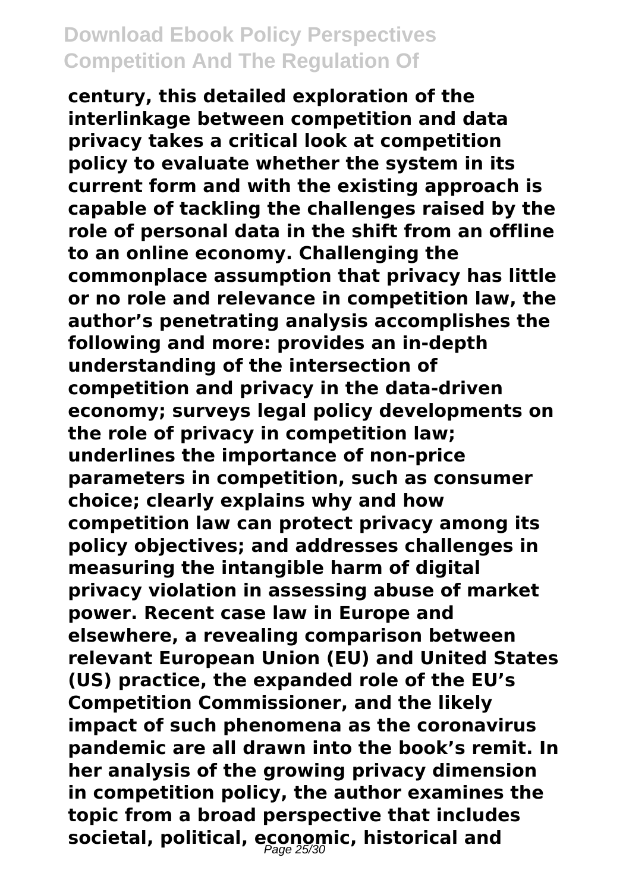**century, this detailed exploration of the interlinkage between competition and data privacy takes a critical look at competition policy to evaluate whether the system in its current form and with the existing approach is capable of tackling the challenges raised by the role of personal data in the shift from an offline to an online economy. Challenging the commonplace assumption that privacy has little or no role and relevance in competition law, the author's penetrating analysis accomplishes the following and more: provides an in-depth understanding of the intersection of competition and privacy in the data-driven economy; surveys legal policy developments on the role of privacy in competition law; underlines the importance of non-price parameters in competition, such as consumer choice; clearly explains why and how competition law can protect privacy among its policy objectives; and addresses challenges in measuring the intangible harm of digital privacy violation in assessing abuse of market power. Recent case law in Europe and elsewhere, a revealing comparison between relevant European Union (EU) and United States (US) practice, the expanded role of the EU's Competition Commissioner, and the likely impact of such phenomena as the coronavirus pandemic are all drawn into the book's remit. In her analysis of the growing privacy dimension in competition policy, the author examines the topic from a broad perspective that includes societal, political, economic, historical and**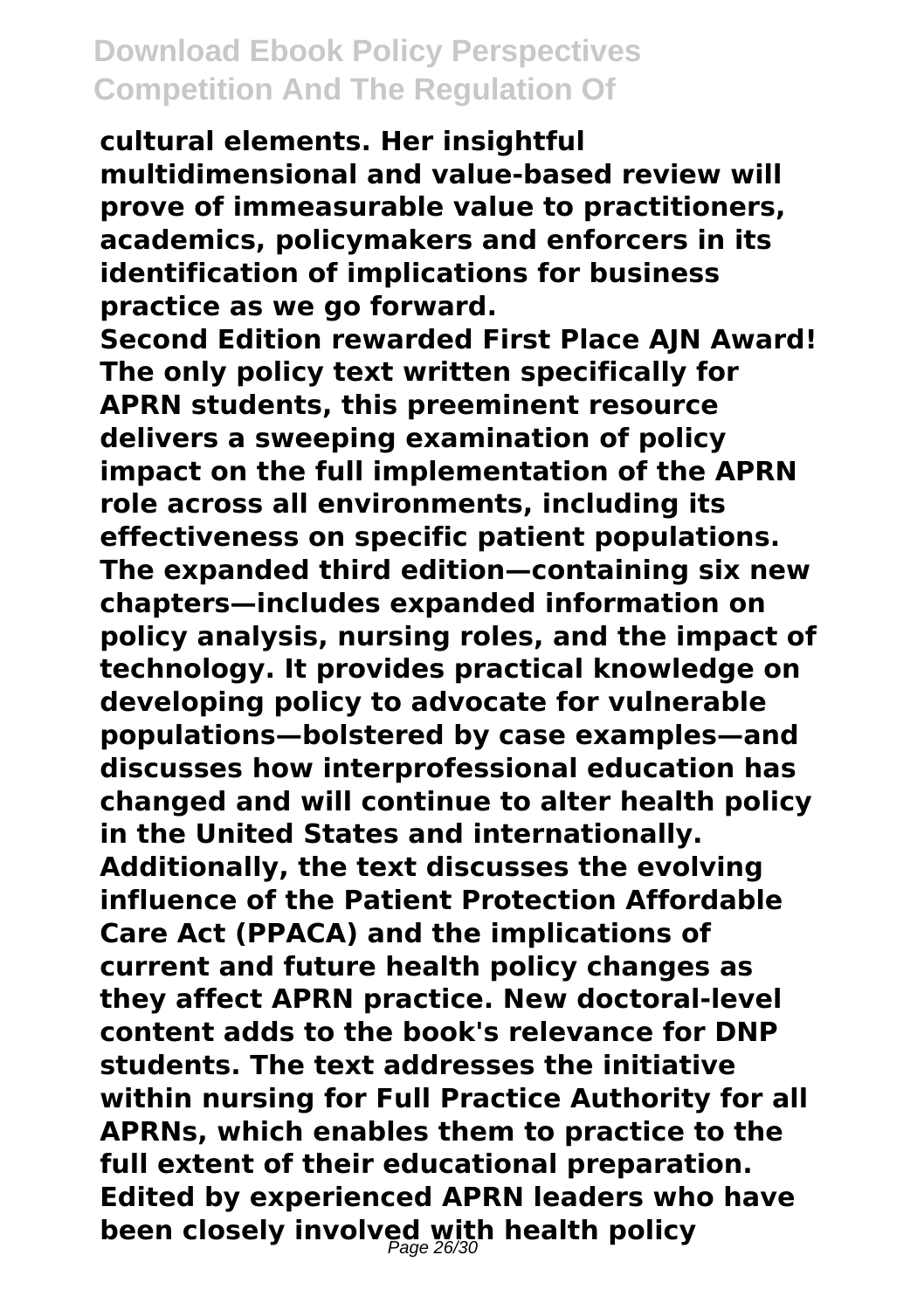**cultural elements. Her insightful multidimensional and value-based review will prove of immeasurable value to practitioners, academics, policymakers and enforcers in its identification of implications for business practice as we go forward.**

**Second Edition rewarded First Place AJN Award! The only policy text written specifically for APRN students, this preeminent resource delivers a sweeping examination of policy impact on the full implementation of the APRN role across all environments, including its effectiveness on specific patient populations. The expanded third edition—containing six new chapters—includes expanded information on policy analysis, nursing roles, and the impact of technology. It provides practical knowledge on developing policy to advocate for vulnerable populations—bolstered by case examples—and discusses how interprofessional education has changed and will continue to alter health policy in the United States and internationally. Additionally, the text discusses the evolving influence of the Patient Protection Affordable Care Act (PPACA) and the implications of current and future health policy changes as they affect APRN practice. New doctoral-level content adds to the book's relevance for DNP students. The text addresses the initiative within nursing for Full Practice Authority for all APRNs, which enables them to practice to the full extent of their educational preparation. Edited by experienced APRN leaders who have been closely involved with health policy**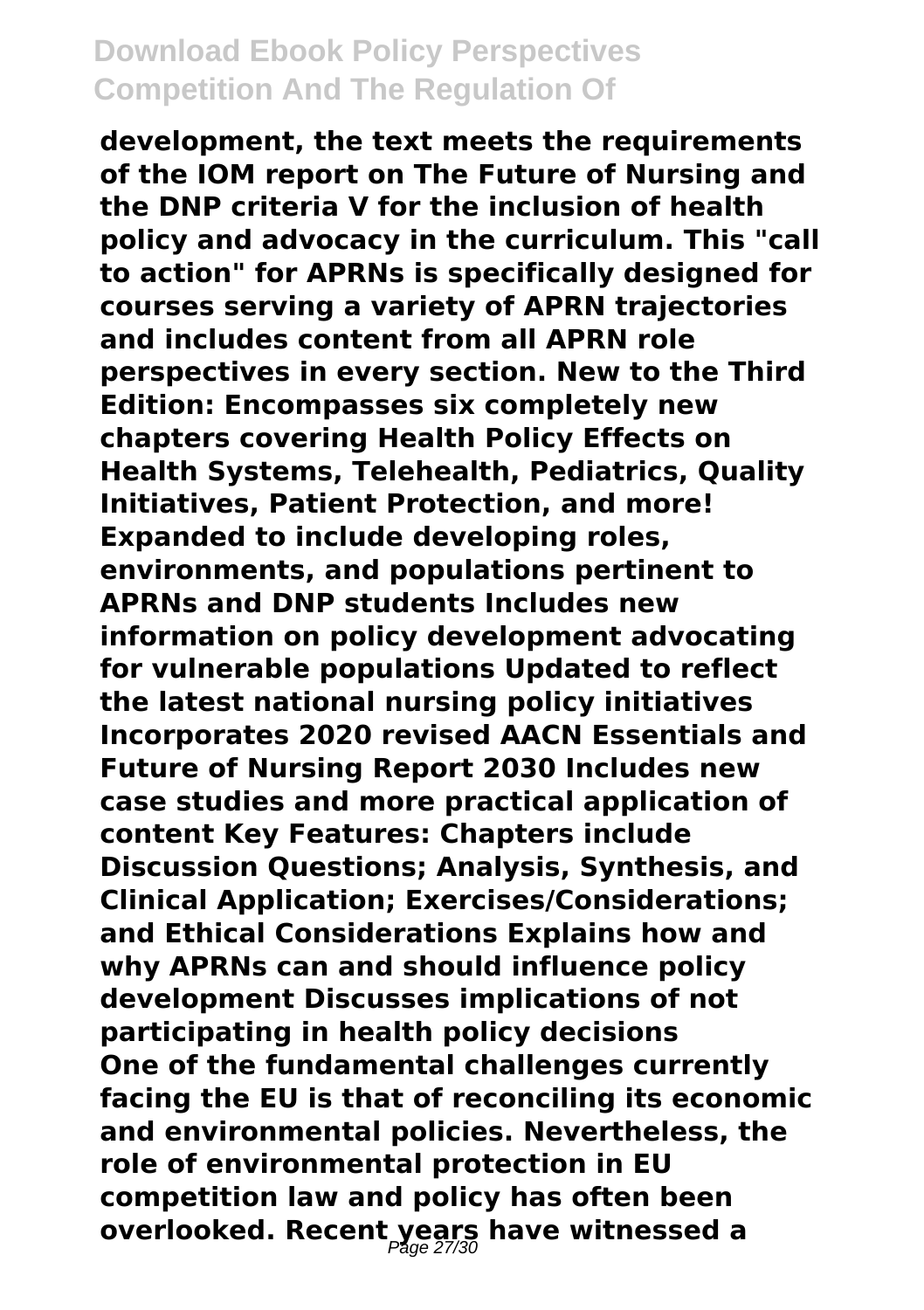**development, the text meets the requirements of the IOM report on The Future of Nursing and the DNP criteria V for the inclusion of health policy and advocacy in the curriculum. This "call to action" for APRNs is specifically designed for courses serving a variety of APRN trajectories and includes content from all APRN role perspectives in every section. New to the Third Edition: Encompasses six completely new chapters covering Health Policy Effects on Health Systems, Telehealth, Pediatrics, Quality Initiatives, Patient Protection, and more! Expanded to include developing roles, environments, and populations pertinent to APRNs and DNP students Includes new information on policy development advocating for vulnerable populations Updated to reflect the latest national nursing policy initiatives Incorporates 2020 revised AACN Essentials and Future of Nursing Report 2030 Includes new case studies and more practical application of content Key Features: Chapters include Discussion Questions; Analysis, Synthesis, and Clinical Application; Exercises/Considerations; and Ethical Considerations Explains how and why APRNs can and should influence policy development Discusses implications of not participating in health policy decisions**

**One of the fundamental challenges currently facing the EU is that of reconciling its economic and environmental policies. Nevertheless, the role of environmental protection in EU competition law and policy has often been overlooked. Recent years have witnessed a**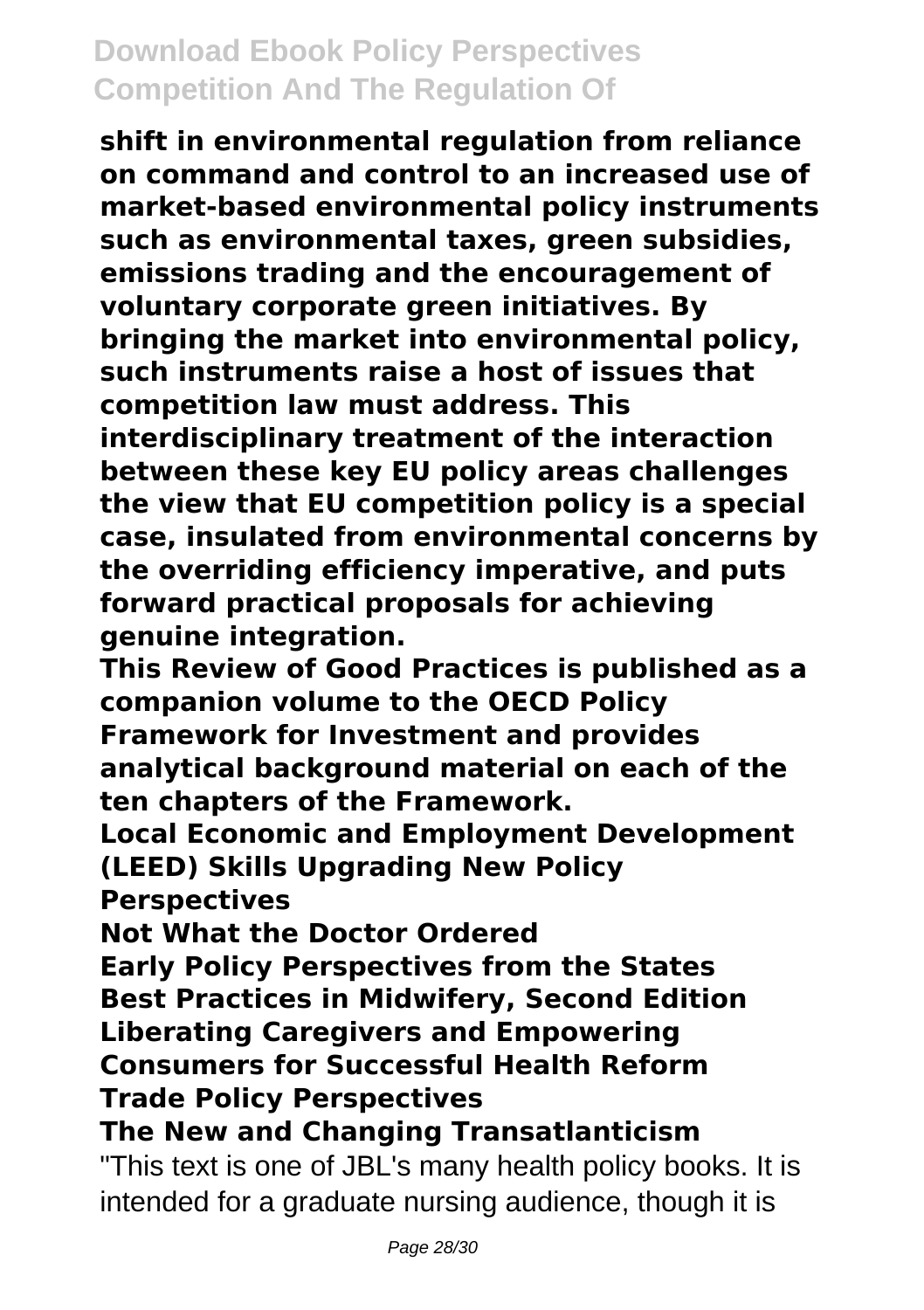**shift in environmental regulation from reliance on command and control to an increased use of market-based environmental policy instruments such as environmental taxes, green subsidies, emissions trading and the encouragement of voluntary corporate green initiatives. By bringing the market into environmental policy, such instruments raise a host of issues that competition law must address. This interdisciplinary treatment of the interaction between these key EU policy areas challenges the view that EU competition policy is a special case, insulated from environmental concerns by the overriding efficiency imperative, and puts forward practical proposals for achieving genuine integration.**

**This Review of Good Practices is published as a companion volume to the OECD Policy Framework for Investment and provides analytical background material on each of the ten chapters of the Framework.**

**Local Economic and Employment Development (LEED) Skills Upgrading New Policy Perspectives**

**Not What the Doctor Ordered**

**Early Policy Perspectives from the States**

**Best Practices in Midwifery, Second Edition**

**Liberating Caregivers and Empowering Consumers for Successful Health Reform**

**Trade Policy Perspectives**

**The New and Changing Transatlanticism**

"This text is one of JBL's many health policy books. It is intended for a graduate nursing audience, though it is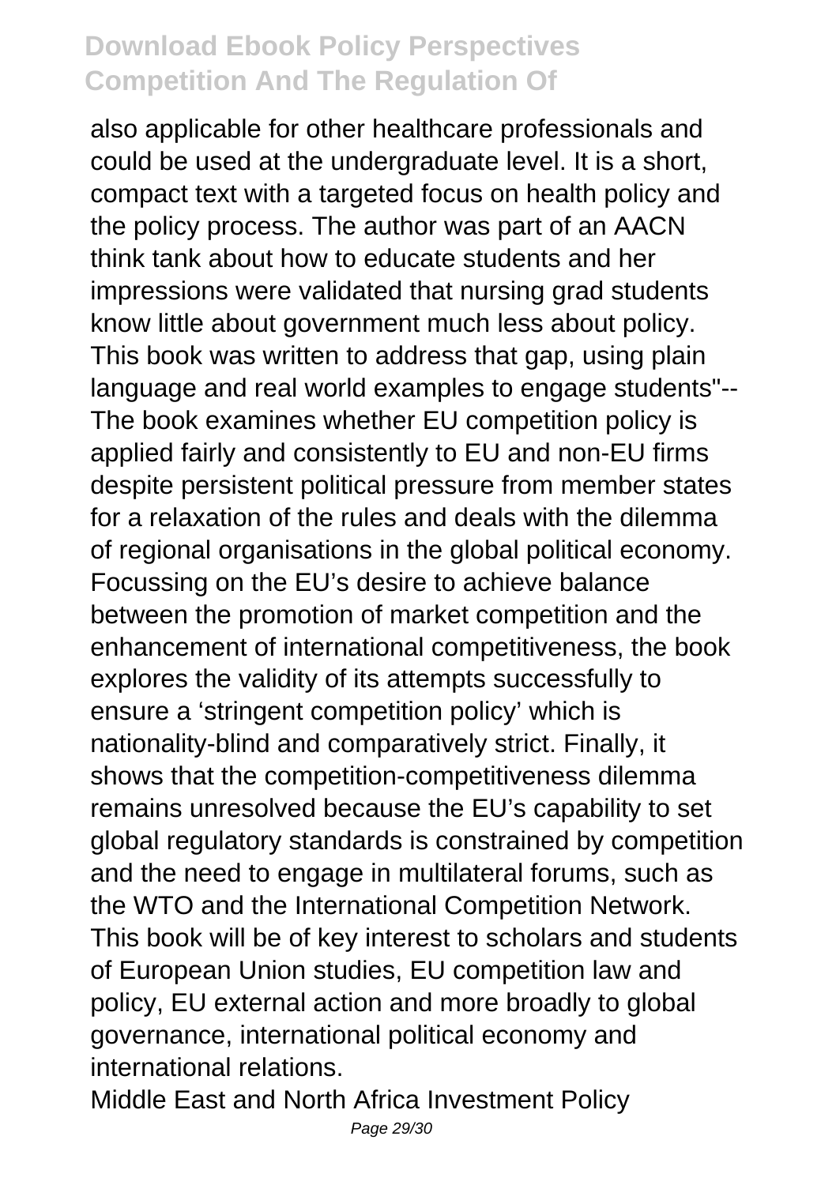also applicable for other healthcare professionals and could be used at the undergraduate level. It is a short, compact text with a targeted focus on health policy and the policy process. The author was part of an AACN think tank about how to educate students and her impressions were validated that nursing grad students know little about government much less about policy. This book was written to address that gap, using plain language and real world examples to engage students"--
The book examines whether EU competition policy is applied fairly and consistently to EU and non-EU firms despite persistent political pressure from member states for a relaxation of the rules and deals with the dilemma of regional organisations in the global political economy. Focussing on the EU's desire to achieve balance between the promotion of market competition and the enhancement of international competitiveness, the book explores the validity of its attempts successfully to ensure a 'stringent competition policy' which is nationality-blind and comparatively strict. Finally, it shows that the competition-competitiveness dilemma remains unresolved because the EU's capability to set global regulatory standards is constrained by competition and the need to engage in multilateral forums, such as the WTO and the International Competition Network. This book will be of key interest to scholars and students of European Union studies, EU competition law and policy, EU external action and more broadly to global governance, international political economy and international relations.

Middle East and North Africa Investment Policy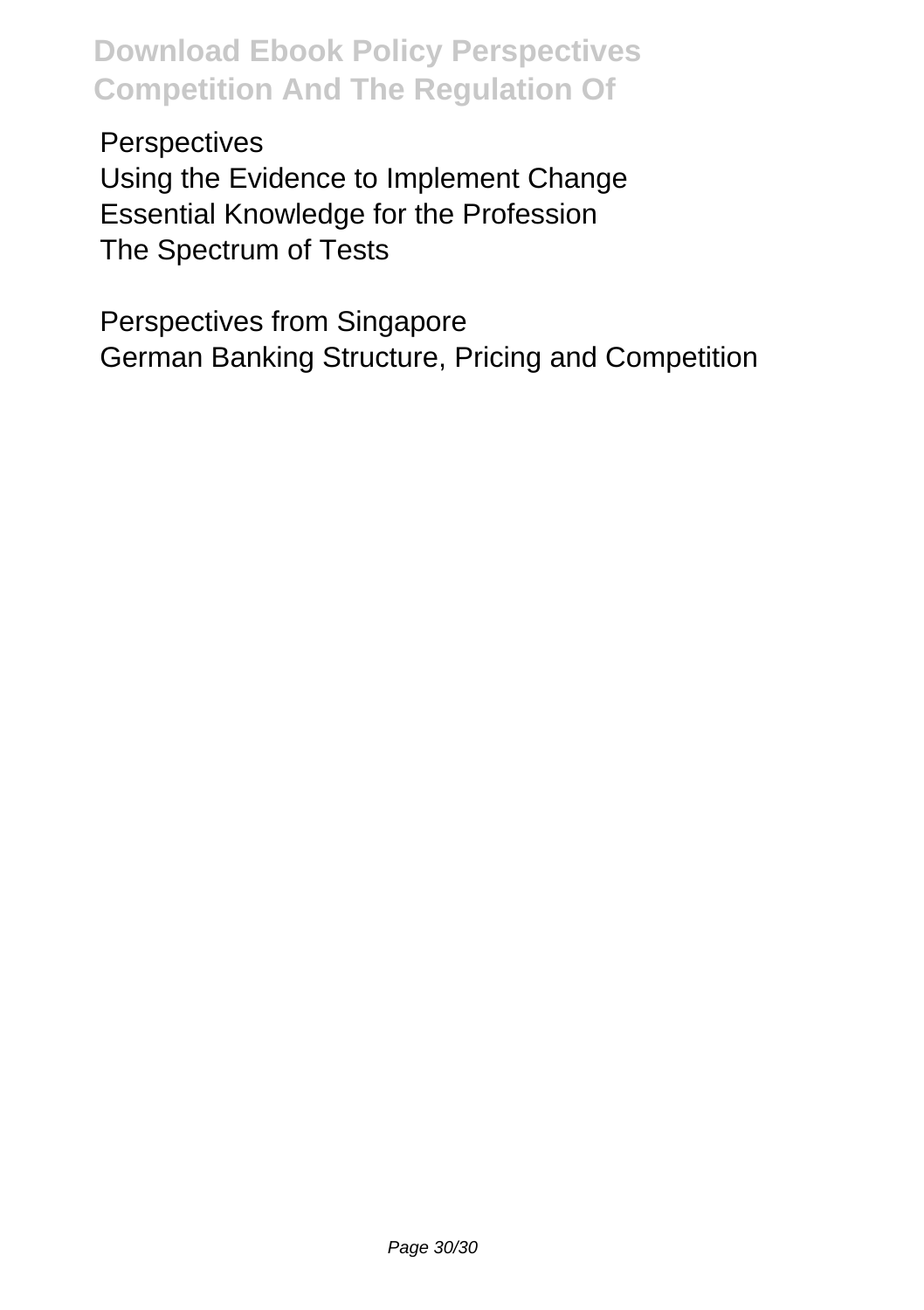Perspectives
Using the Evidence to Implement Change
Essential Knowledge for the Profession
The Spectrum of Tests

Perspectives from Singapore
German Banking Structure, Pricing and Competition